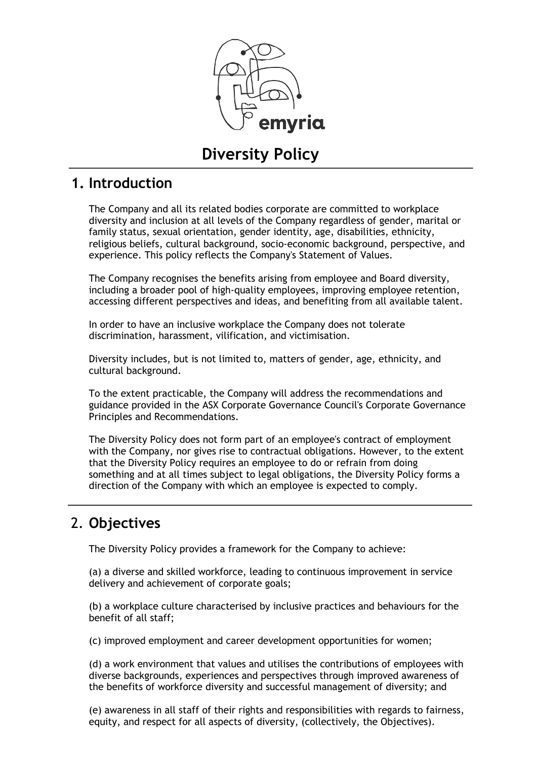# Diversity Policy

## 1. Introduction

The Company and all its related bodies corporate are committed to workplace diversity and inclusion at all levels of the Company regardless of gender, marital or family status, sexual orientation, gender identity, age, disabilities, ethnicity, religious beliefs, cultural background, socio-economic background, perspective, and experience. This policy reflects the Company's Statement of Values.

The Company recognises the benefits arising from employee and Board diversity, including a broader pool of high-quality employees, improving employee retention, accessing different perspectives and ideas, and benefiting from all available talent.

In order to have an inclusive workplace the Company does not tolerate discrimination, harassment, vilification, and victimisation.

Diversity includes, but is not limited to, matters of gender, age, ethnicity, and cultural background.

To the extent practicable, the Company will address the recommendations and guidance provided in the ASX Corporate Governance Council's Corporate Governance Principles and Recommendations.

The Diversity Policy does not form part of an employee's contract of employment with the Company, nor gives rise to contractual obligations. However, to the extent that the Diversity Policy requires an employee to do or refrain from doing something and at all times subject to legal obligations, the Diversity Policy forms a direction of the Company with which an employee is expected to comply.

## 2. Objectives

The Diversity Policy provides a framework for the Company to achieve:

(a) a diverse and skilled workforce, leading to continuous improvement in service delivery and achievement of corporate goals;

(b) a workplace culture characterised by inclusive practices and behaviours for the benefit of all staff;

(c) improved employment and career development opportunities for women;

(d) a work environment that values and utilises the contributions of employees with diverse backgrounds, experiences and perspectives through improved awareness of the benefits of workforce diversity and successful management of diversity; and

(e) awareness in all staff of their rights and responsibilities with regards to fairness, equity, and respect for all aspects of diversity, (collectively, the Objectives).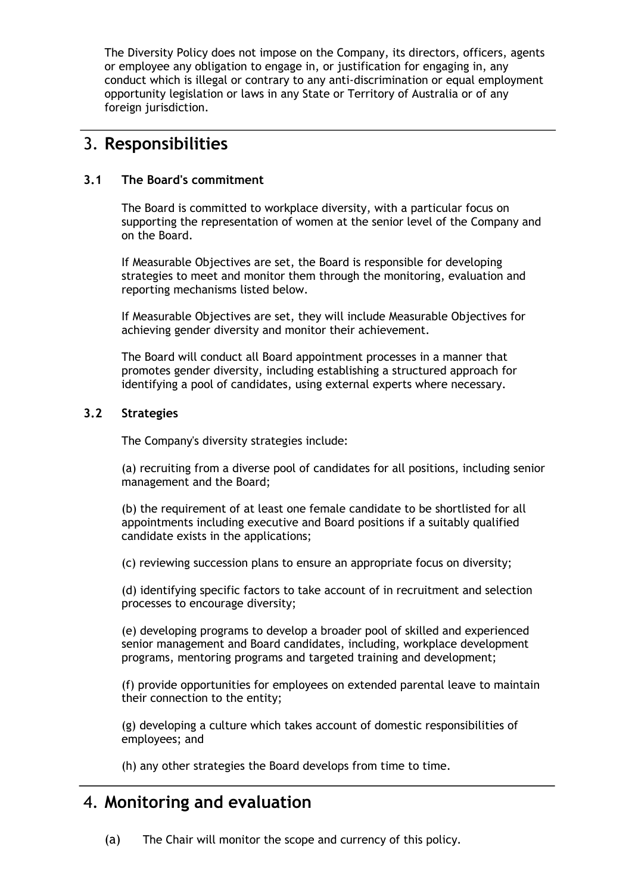The Diversity Policy does not impose on the Company, its directors, officers, agents or employee any obligation to engage in, or justification for engaging in, any conduct which is illegal or contrary to any anti-discrimination or equal employment opportunity legislation or laws in any State or Territory of Australia or of any foreign jurisdiction.

## 3. Responsibilities

### 3.1 The Board's commitment

The Board is committed to workplace diversity, with a particular focus on supporting the representation of women at the senior level of the Company and on the Board.

If Measurable Objectives are set, the Board is responsible for developing strategies to meet and monitor them through the monitoring, evaluation and reporting mechanisms listed below.

If Measurable Objectives are set, they will include Measurable Objectives for achieving gender diversity and monitor their achievement.

The Board will conduct all Board appointment processes in a manner that promotes gender diversity, including establishing a structured approach for identifying a pool of candidates, using external experts where necessary.

### 3.2 Strategies

The Company's diversity strategies include:

(a) recruiting from a diverse pool of candidates for all positions, including senior management and the Board;

(b) the requirement of at least one female candidate to be shortlisted for all appointments including executive and Board positions if a suitably qualified candidate exists in the applications;

(c) reviewing succession plans to ensure an appropriate focus on diversity;

(d) identifying specific factors to take account of in recruitment and selection processes to encourage diversity;

(e) developing programs to develop a broader pool of skilled and experienced senior management and Board candidates, including, workplace development programs, mentoring programs and targeted training and development;

(f) provide opportunities for employees on extended parental leave to maintain their connection to the entity;

(g) developing a culture which takes account of domestic responsibilities of employees; and

(h) any other strategies the Board develops from time to time.

## 4. Monitoring and evaluation

(a) The Chair will monitor the scope and currency of this policy.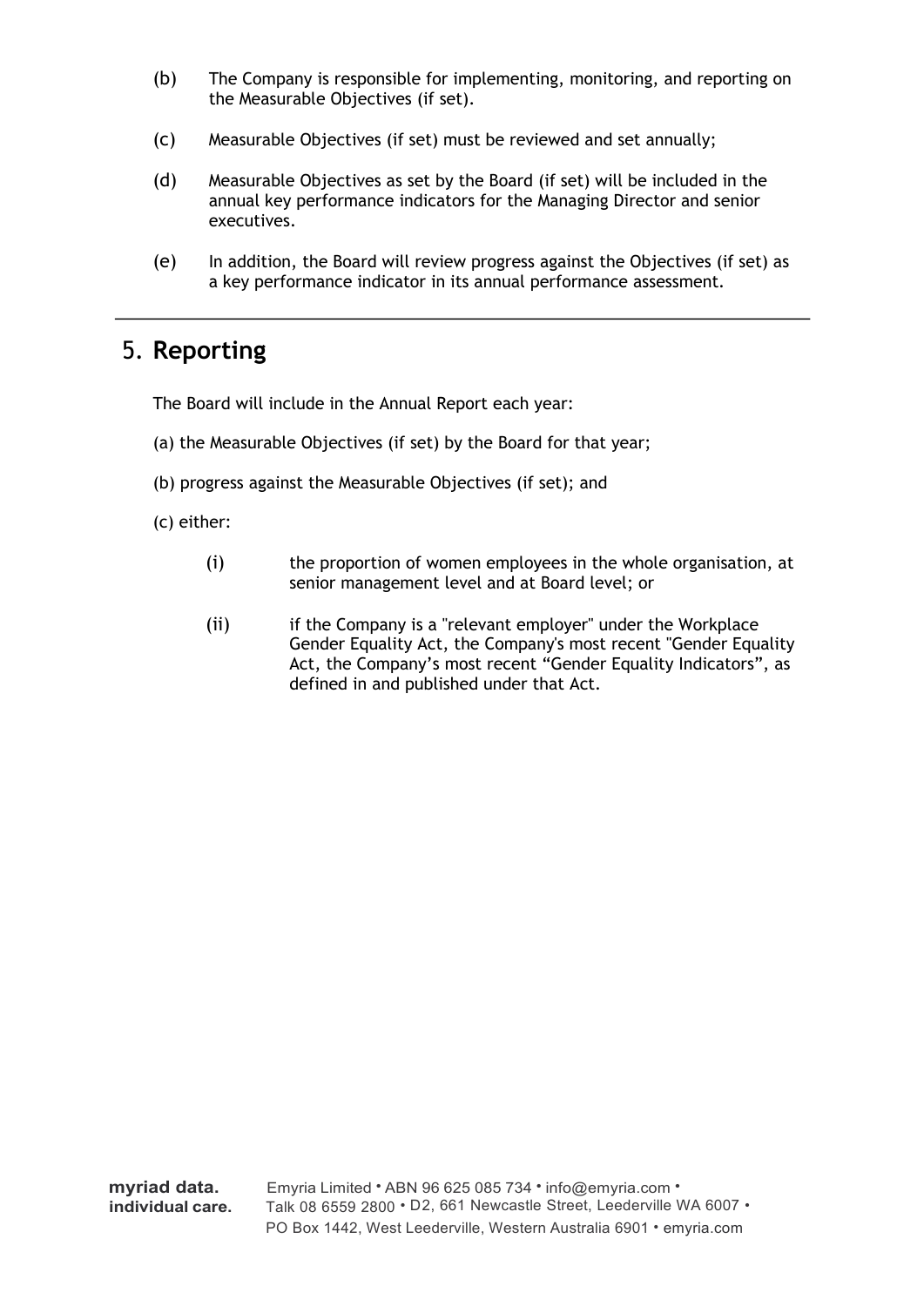(b) The Company is responsible for implementing, monitoring, and reporting on the Measurable Objectives (if set).

(c) Measurable Objectives (if set) must be reviewed and set annually;

(d) Measurable Objectives as set by the Board (if set) will be included in the annual key performance indicators for the Managing Director and senior executives.

(e) In addition, the Board will review progress against the Objectives (if set) as a key performance indicator in its annual performance assessment.

---

## 5. Reporting

The Board will include in the Annual Report each year:

(a) the Measurable Objectives (if set) by the Board for that year;

(b) progress against the Measurable Objectives (if set); and

(c) either:

(i) the proportion of women employees in the whole organisation, at senior management level and at Board level; or

(ii) if the Company is a "relevant employer" under the Workplace Gender Equality Act, the Company's most recent "Gender Equality Act, the Company's most recent "Gender Equality Indicators", as defined in and published under that Act.